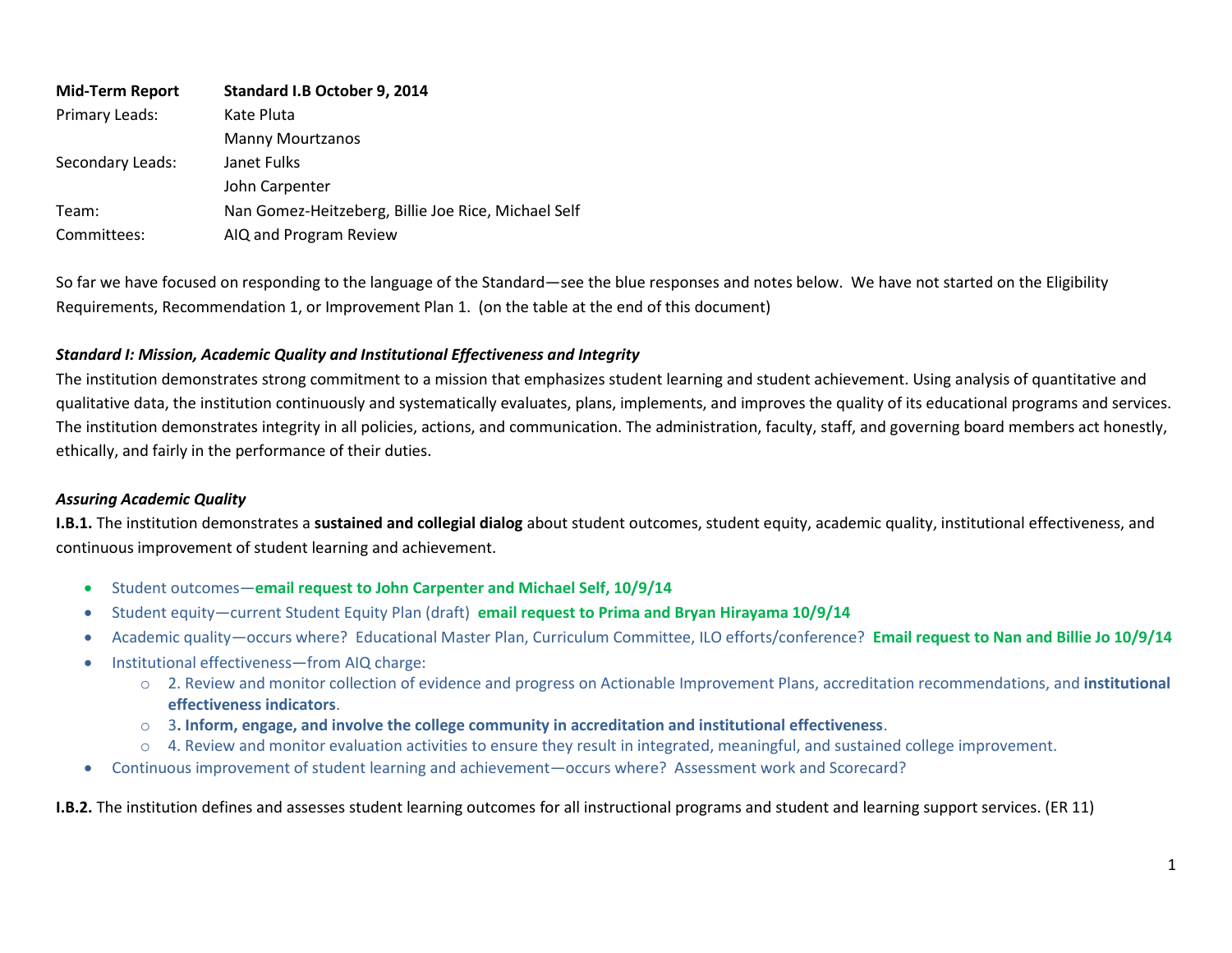| **Mid-Term Report** | **Standard I.B October 9, 2014** |
|---|---|
| Primary Leads: | Kate Pluta |
| | Manny Mourtzanos |
| Secondary Leads: | Janet Fulks |
| | John Carpenter |
| Team: | Nan Gomez-Heitzeberg, Billie Joe Rice, Michael Self |
| Committees: | AIQ and Program Review |

So far we have focused on responding to the language of the Standard—see the blue responses and notes below. We have not started on the Eligibility Requirements, Recommendation 1, or Improvement Plan 1. (on the table at the end of this document)

***Standard I: Mission, Academic Quality and Institutional Effectiveness and Integrity***

The institution demonstrates strong commitment to a mission that emphasizes student learning and student achievement. Using analysis of quantitative and qualitative data, the institution continuously and systematically evaluates, plans, implements, and improves the quality of its educational programs and services. The institution demonstrates integrity in all policies, actions, and communication. The administration, faculty, staff, and governing board members act honestly, ethically, and fairly in the performance of their duties.

***Assuring Academic Quality***

**I.B.1.** The institution demonstrates a **sustained and collegial dialog** about student outcomes, student equity, academic quality, institutional effectiveness, and continuous improvement of student learning and achievement.

- Student outcomes—**email request to John Carpenter and Michael Self, 10/9/14**
- Student equity—current Student Equity Plan (draft) **email request to Prima and Bryan Hirayama 10/9/14**
- Academic quality—occurs where? Educational Master Plan, Curriculum Committee, ILO efforts/conference? **Email request to Nan and Billie Jo 10/9/14**
- Institutional effectiveness—from AIQ charge:
  - 2. Review and monitor collection of evidence and progress on Actionable Improvement Plans, accreditation recommendations, and **institutional effectiveness indicators**.
  - 3**. Inform, engage, and involve the college community in accreditation and institutional effectiveness**.
  - 4. Review and monitor evaluation activities to ensure they result in integrated, meaningful, and sustained college improvement.
- Continuous improvement of student learning and achievement—occurs where? Assessment work and Scorecard?

**I.B.2.** The institution defines and assesses student learning outcomes for all instructional programs and student and learning support services. (ER 11)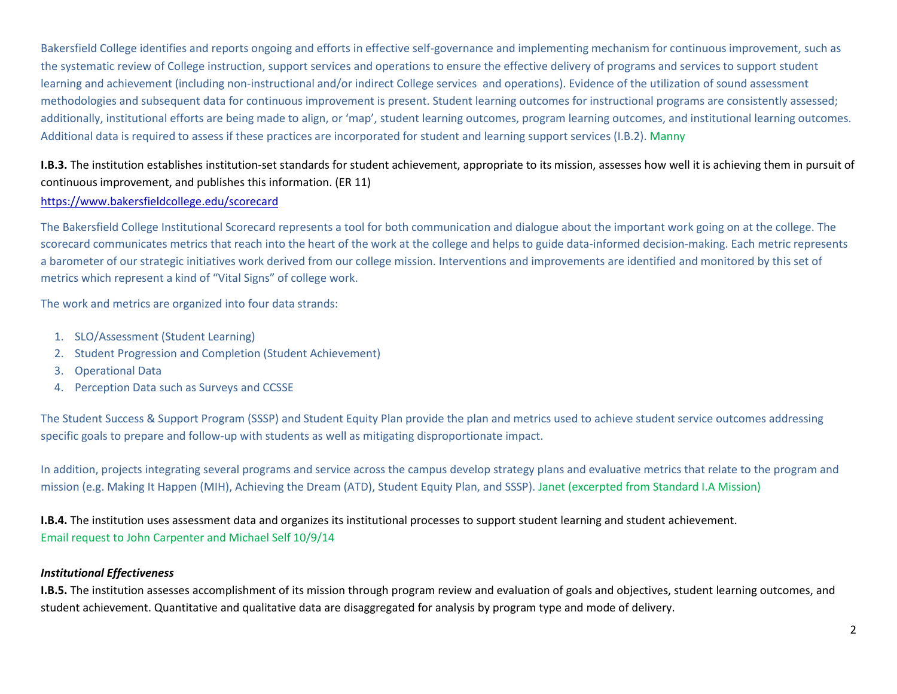Bakersfield College identifies and reports ongoing and efforts in effective self-governance and implementing mechanism for continuous improvement, such as the systematic review of College instruction, support services and operations to ensure the effective delivery of programs and services to support student learning and achievement (including non-instructional and/or indirect College services and operations). Evidence of the utilization of sound assessment methodologies and subsequent data for continuous improvement is present. Student learning outcomes for instructional programs are consistently assessed; additionally, institutional efforts are being made to align, or 'map', student learning outcomes, program learning outcomes, and institutional learning outcomes. Additional data is required to assess if these practices are incorporated for student and learning support services (I.B.2). Manny

**I.B.3.** The institution establishes institution-set standards for student achievement, appropriate to its mission, assesses how well it is achieving them in pursuit of continuous improvement, and publishes this information. (ER 11)

https://www.bakersfieldcollege.edu/scorecard

The Bakersfield College Institutional Scorecard represents a tool for both communication and dialogue about the important work going on at the college. The scorecard communicates metrics that reach into the heart of the work at the college and helps to guide data-informed decision-making. Each metric represents a barometer of our strategic initiatives work derived from our college mission. Interventions and improvements are identified and monitored by this set of metrics which represent a kind of "Vital Signs" of college work.

The work and metrics are organized into four data strands:

1. SLO/Assessment (Student Learning)
2. Student Progression and Completion (Student Achievement)
3. Operational Data
4. Perception Data such as Surveys and CCSSE

The Student Success & Support Program (SSSP) and Student Equity Plan provide the plan and metrics used to achieve student service outcomes addressing specific goals to prepare and follow-up with students as well as mitigating disproportionate impact.

In addition, projects integrating several programs and service across the campus develop strategy plans and evaluative metrics that relate to the program and mission (e.g. Making It Happen (MIH), Achieving the Dream (ATD), Student Equity Plan, and SSSP). Janet (excerpted from Standard I.A Mission)

**I.B.4.** The institution uses assessment data and organizes its institutional processes to support student learning and student achievement.
Email request to John Carpenter and Michael Self 10/9/14

***Institutional Effectiveness***

**I.B.5.** The institution assesses accomplishment of its mission through program review and evaluation of goals and objectives, student learning outcomes, and student achievement. Quantitative and qualitative data are disaggregated for analysis by program type and mode of delivery.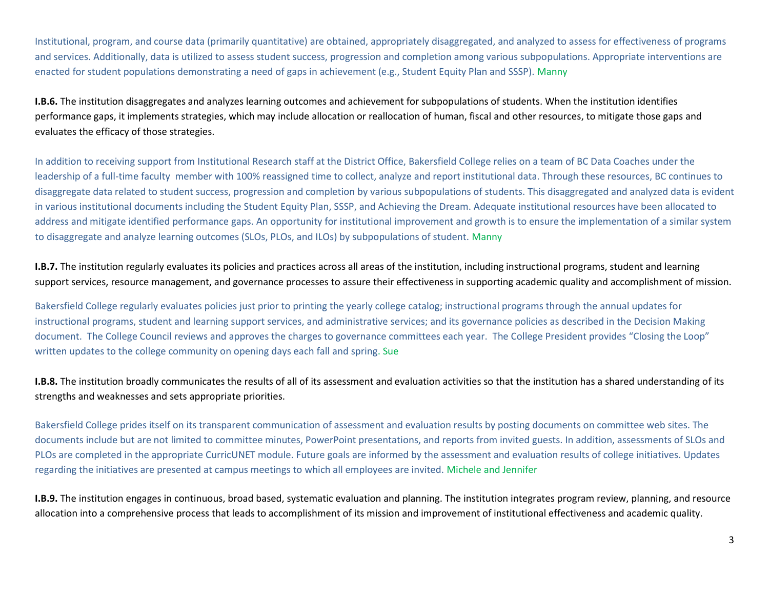Institutional, program, and course data (primarily quantitative) are obtained, appropriately disaggregated, and analyzed to assess for effectiveness of programs and services. Additionally, data is utilized to assess student success, progression and completion among various subpopulations. Appropriate interventions are enacted for student populations demonstrating a need of gaps in achievement (e.g., Student Equity Plan and SSSP). Manny

**I.B.6.** The institution disaggregates and analyzes learning outcomes and achievement for subpopulations of students. When the institution identifies performance gaps, it implements strategies, which may include allocation or reallocation of human, fiscal and other resources, to mitigate those gaps and evaluates the efficacy of those strategies.

In addition to receiving support from Institutional Research staff at the District Office, Bakersfield College relies on a team of BC Data Coaches under the leadership of a full-time faculty member with 100% reassigned time to collect, analyze and report institutional data. Through these resources, BC continues to disaggregate data related to student success, progression and completion by various subpopulations of students. This disaggregated and analyzed data is evident in various institutional documents including the Student Equity Plan, SSSP, and Achieving the Dream. Adequate institutional resources have been allocated to address and mitigate identified performance gaps. An opportunity for institutional improvement and growth is to ensure the implementation of a similar system to disaggregate and analyze learning outcomes (SLOs, PLOs, and ILOs) by subpopulations of student. Manny

**I.B.7.** The institution regularly evaluates its policies and practices across all areas of the institution, including instructional programs, student and learning support services, resource management, and governance processes to assure their effectiveness in supporting academic quality and accomplishment of mission.

Bakersfield College regularly evaluates policies just prior to printing the yearly college catalog; instructional programs through the annual updates for instructional programs, student and learning support services, and administrative services; and its governance policies as described in the Decision Making document. The College Council reviews and approves the charges to governance committees each year. The College President provides "Closing the Loop" written updates to the college community on opening days each fall and spring. Sue

**I.B.8.** The institution broadly communicates the results of all of its assessment and evaluation activities so that the institution has a shared understanding of its strengths and weaknesses and sets appropriate priorities.

Bakersfield College prides itself on its transparent communication of assessment and evaluation results by posting documents on committee web sites. The documents include but are not limited to committee minutes, PowerPoint presentations, and reports from invited guests. In addition, assessments of SLOs and PLOs are completed in the appropriate CurricUNET module. Future goals are informed by the assessment and evaluation results of college initiatives. Updates regarding the initiatives are presented at campus meetings to which all employees are invited. Michele and Jennifer

**I.B.9.** The institution engages in continuous, broad based, systematic evaluation and planning. The institution integrates program review, planning, and resource allocation into a comprehensive process that leads to accomplishment of its mission and improvement of institutional effectiveness and academic quality.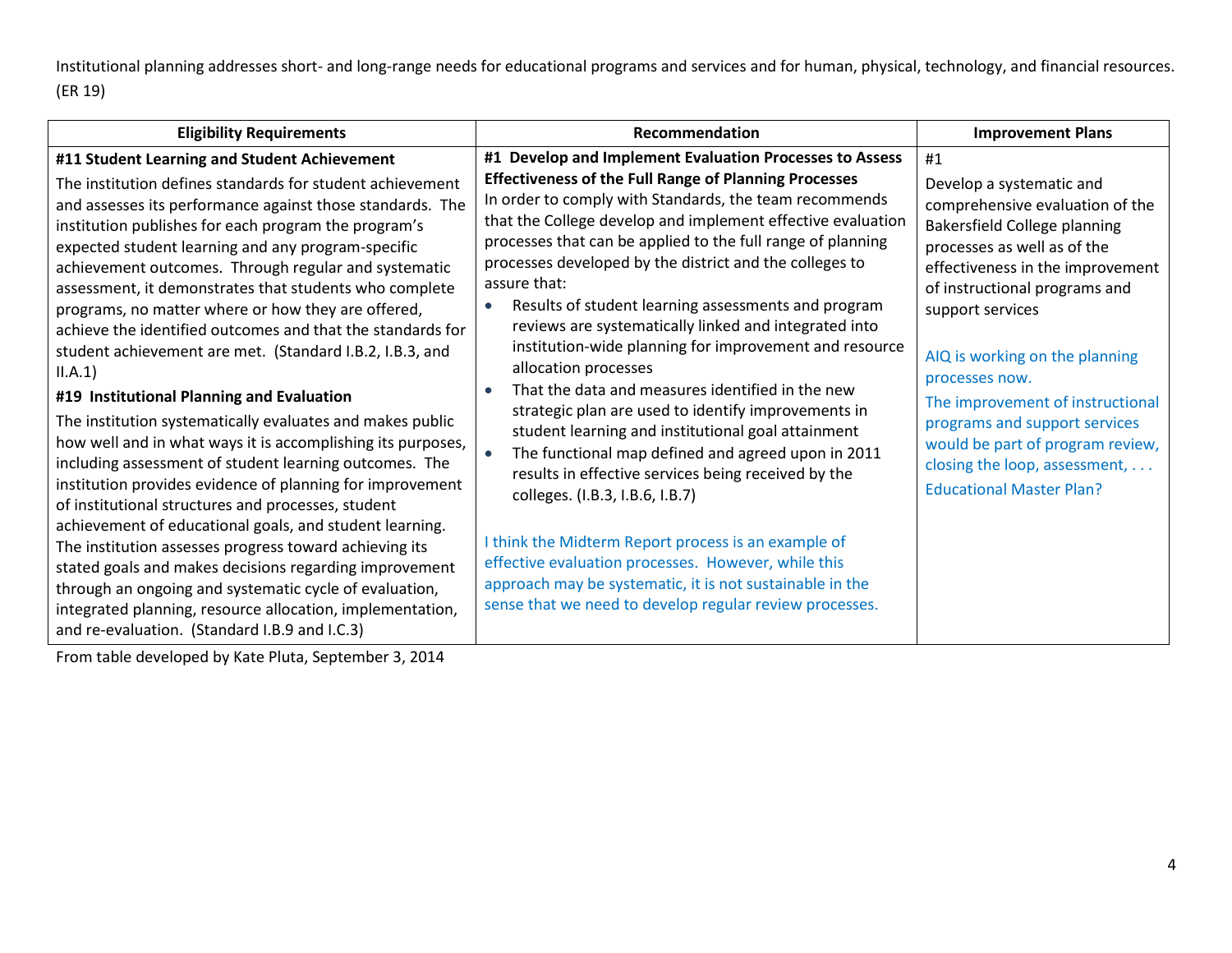Institutional planning addresses short- and long-range needs for educational programs and services and for human, physical, technology, and financial resources. (ER 19)

| Eligibility Requirements | Recommendation | Improvement Plans |
|---|---|---|
| **#11 Student Learning and Student Achievement**<br>The institution defines standards for student achievement and assesses its performance against those standards. The institution publishes for each program the program's expected student learning and any program-specific achievement outcomes. Through regular and systematic assessment, it demonstrates that students who complete programs, no matter where or how they are offered, achieve the identified outcomes and that the standards for student achievement are met. (Standard I.B.2, I.B.3, and II.A.1)<br>**#19 Institutional Planning and Evaluation**<br>The institution systematically evaluates and makes public how well and in what ways it is accomplishing its purposes, including assessment of student learning outcomes. The institution provides evidence of planning for improvement of institutional structures and processes, student achievement of educational goals, and student learning. The institution assesses progress toward achieving its stated goals and makes decisions regarding improvement through an ongoing and systematic cycle of evaluation, integrated planning, resource allocation, implementation, and re-evaluation. (Standard I.B.9 and I.C.3) | **#1 Develop and Implement Evaluation Processes to Assess Effectiveness of the Full Range of Planning Processes**<br>In order to comply with Standards, the team recommends that the College develop and implement effective evaluation processes that can be applied to the full range of planning processes developed by the district and the colleges to assure that:<br>• Results of student learning assessments and program reviews are systematically linked and integrated into institution-wide planning for improvement and resource allocation processes<br>• That the data and measures identified in the new strategic plan are used to identify improvements in student learning and institutional goal attainment<br>• The functional map defined and agreed upon in 2011 results in effective services being received by the colleges. (I.B.3, I.B.6, I.B.7)<br><br>I think the Midterm Report process is an example of effective evaluation processes. However, while this approach may be systematic, it is not sustainable in the sense that we need to develop regular review processes. | #1<br>Develop a systematic and comprehensive evaluation of the Bakersfield College planning processes as well as of the effectiveness in the improvement of instructional programs and support services<br><br>AIQ is working on the planning processes now.<br>The improvement of instructional programs and support services would be part of program review, closing the loop, assessment, . . .<br>Educational Master Plan? |

From table developed by Kate Pluta, September 3, 2014